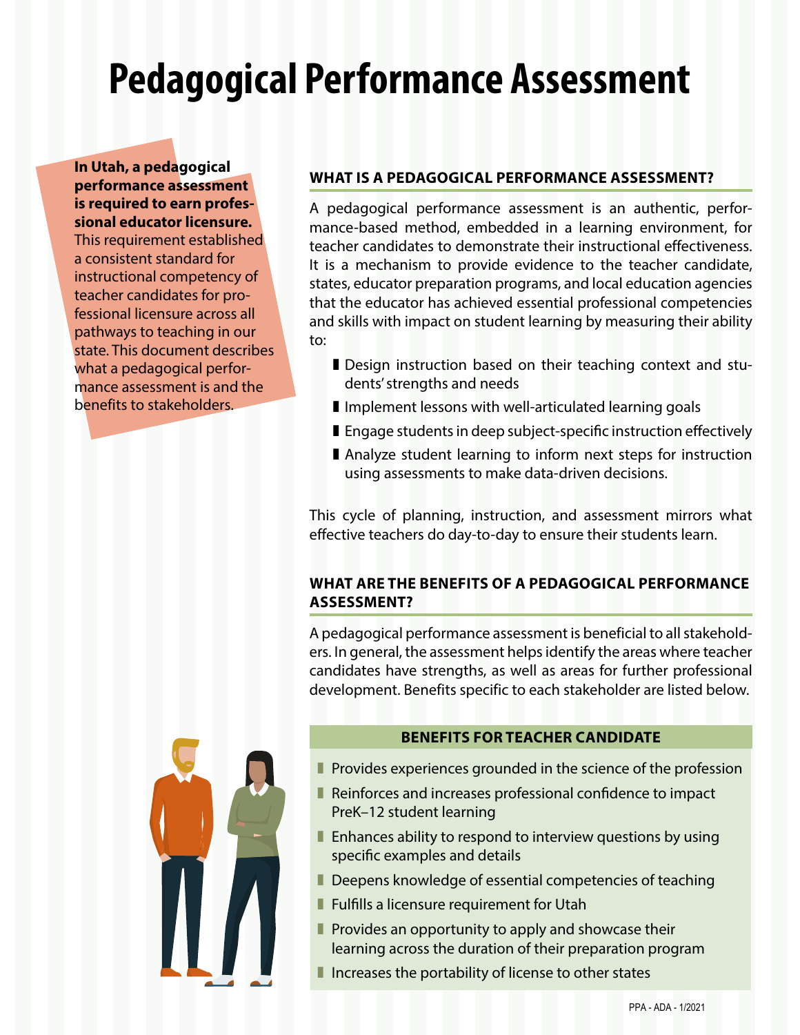# Pedagogical Performance Assessment

**In Utah, a pedagogical performance assessment is required to earn professional educator licensure.** This requirement established a consistent standard for instructional competency of teacher candidates for professional licensure across all pathways to teaching in our state. This document describes what a pedagogical performance assessment is and the benefits to stakeholders.

## WHAT IS A PEDAGOGICAL PERFORMANCE ASSESSMENT?

A pedagogical performance assessment is an authentic, performance-based method, embedded in a learning environment, for teacher candidates to demonstrate their instructional effectiveness. It is a mechanism to provide evidence to the teacher candidate, states, educator preparation programs, and local education agencies that the educator has achieved essential professional competencies and skills with impact on student learning by measuring their ability to:

- Design instruction based on their teaching context and students' strengths and needs
- Implement lessons with well-articulated learning goals
- Engage students in deep subject-specific instruction effectively
- Analyze student learning to inform next steps for instruction using assessments to make data-driven decisions.

This cycle of planning, instruction, and assessment mirrors what effective teachers do day-to-day to ensure their students learn.

## WHAT ARE THE BENEFITS OF A PEDAGOGICAL PERFORMANCE ASSESSMENT?

A pedagogical performance assessment is beneficial to all stakeholders. In general, the assessment helps identify the areas where teacher candidates have strengths, as well as areas for further professional development. Benefits specific to each stakeholder are listed below.

### BENEFITS FOR TEACHER CANDIDATE

- Provides experiences grounded in the science of the profession
- Reinforces and increases professional confidence to impact PreK–12 student learning
- Enhances ability to respond to interview questions by using specific examples and details
- Deepens knowledge of essential competencies of teaching
- Fulfills a licensure requirement for Utah
- Provides an opportunity to apply and showcase their learning across the duration of their preparation program
- Increases the portability of license to other states

PPA - ADA - 1/2021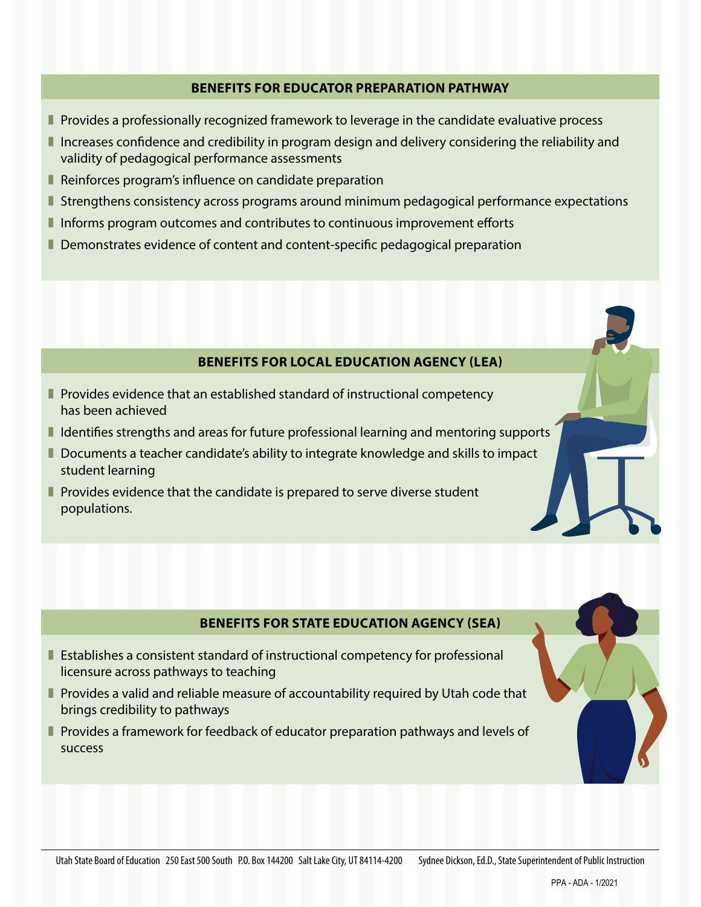## BENEFITS FOR EDUCATOR PREPARATION PATHWAY

- Provides a professionally recognized framework to leverage in the candidate evaluative process
- Increases confidence and credibility in program design and delivery considering the reliability and validity of pedagogical performance assessments
- Reinforces program's influence on candidate preparation
- Strengthens consistency across programs around minimum pedagogical performance expectations
- Informs program outcomes and contributes to continuous improvement efforts
- Demonstrates evidence of content and content-specific pedagogical preparation

## BENEFITS FOR LOCAL EDUCATION AGENCY (LEA)

- Provides evidence that an established standard of instructional competency has been achieved
- Identifies strengths and areas for future professional learning and mentoring supports
- Documents a teacher candidate's ability to integrate knowledge and skills to impact student learning
- Provides evidence that the candidate is prepared to serve diverse student populations.

## BENEFITS FOR STATE EDUCATION AGENCY (SEA)

- Establishes a consistent standard of instructional competency for professional licensure across pathways to teaching
- Provides a valid and reliable measure of accountability required by Utah code that brings credibility to pathways
- Provides a framework for feedback of educator preparation pathways and levels of success

Utah State Board of Education 250 East 500 South P.O. Box 144200 Salt Lake City, UT 84114-4200 Sydnee Dickson, Ed.D., State Superintendent of Public Instruction

PPA - ADA - 1/2021